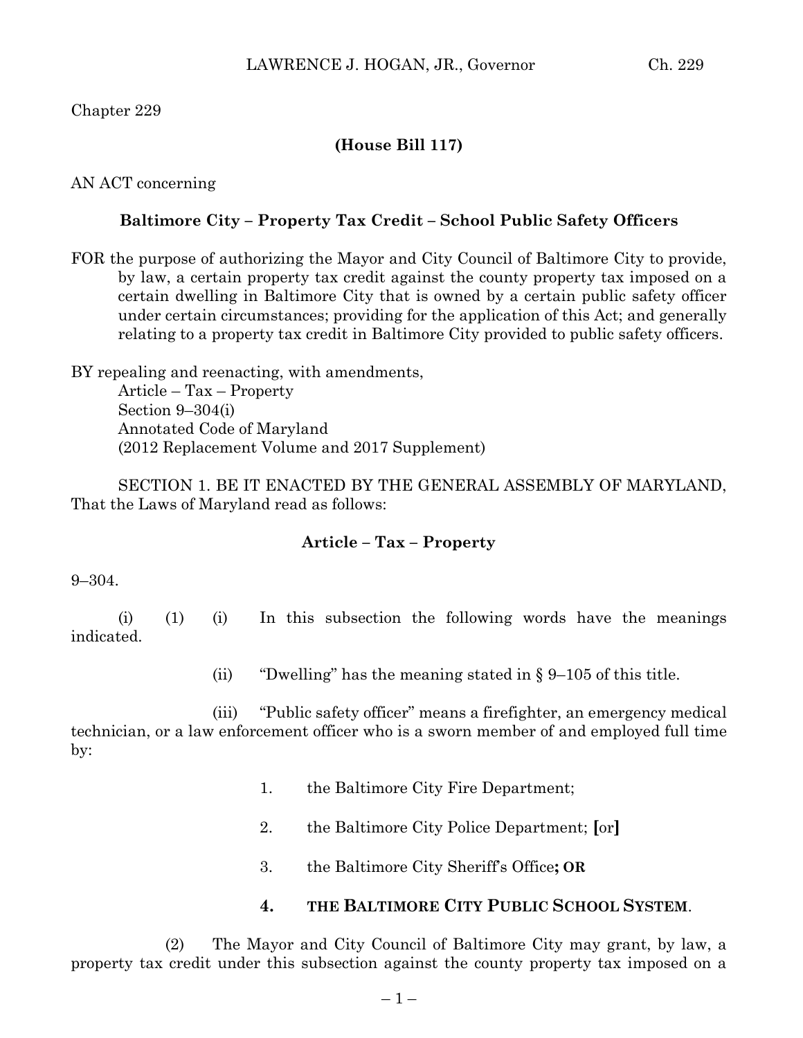Chapter 229

**(House Bill 117)**

AN ACT concerning

**Baltimore City – Property Tax Credit – School Public Safety Officers**

FOR the purpose of authorizing the Mayor and City Council of Baltimore City to provide, by law, a certain property tax credit against the county property tax imposed on a certain dwelling in Baltimore City that is owned by a certain public safety officer under certain circumstances; providing for the application of this Act; and generally relating to a property tax credit in Baltimore City provided to public safety officers.

BY repealing and reenacting, with amendments,
Article – Tax – Property
Section 9–304(i)
Annotated Code of Maryland
(2012 Replacement Volume and 2017 Supplement)

SECTION 1. BE IT ENACTED BY THE GENERAL ASSEMBLY OF MARYLAND, That the Laws of Maryland read as follows:

**Article – Tax – Property**

9–304.

(i) (1) (i) In this subsection the following words have the meanings indicated.

(ii) "Dwelling" has the meaning stated in § 9–105 of this title.

(iii) "Public safety officer" means a firefighter, an emergency medical technician, or a law enforcement officer who is a sworn member of and employed full time by:

1. the Baltimore City Fire Department;

2. the Baltimore City Police Department; **[**or**]**

3. the Baltimore City Sheriff's Office**; OR**

**4. THE BALTIMORE CITY PUBLIC SCHOOL SYSTEM**.

(2) The Mayor and City Council of Baltimore City may grant, by law, a property tax credit under this subsection against the county property tax imposed on a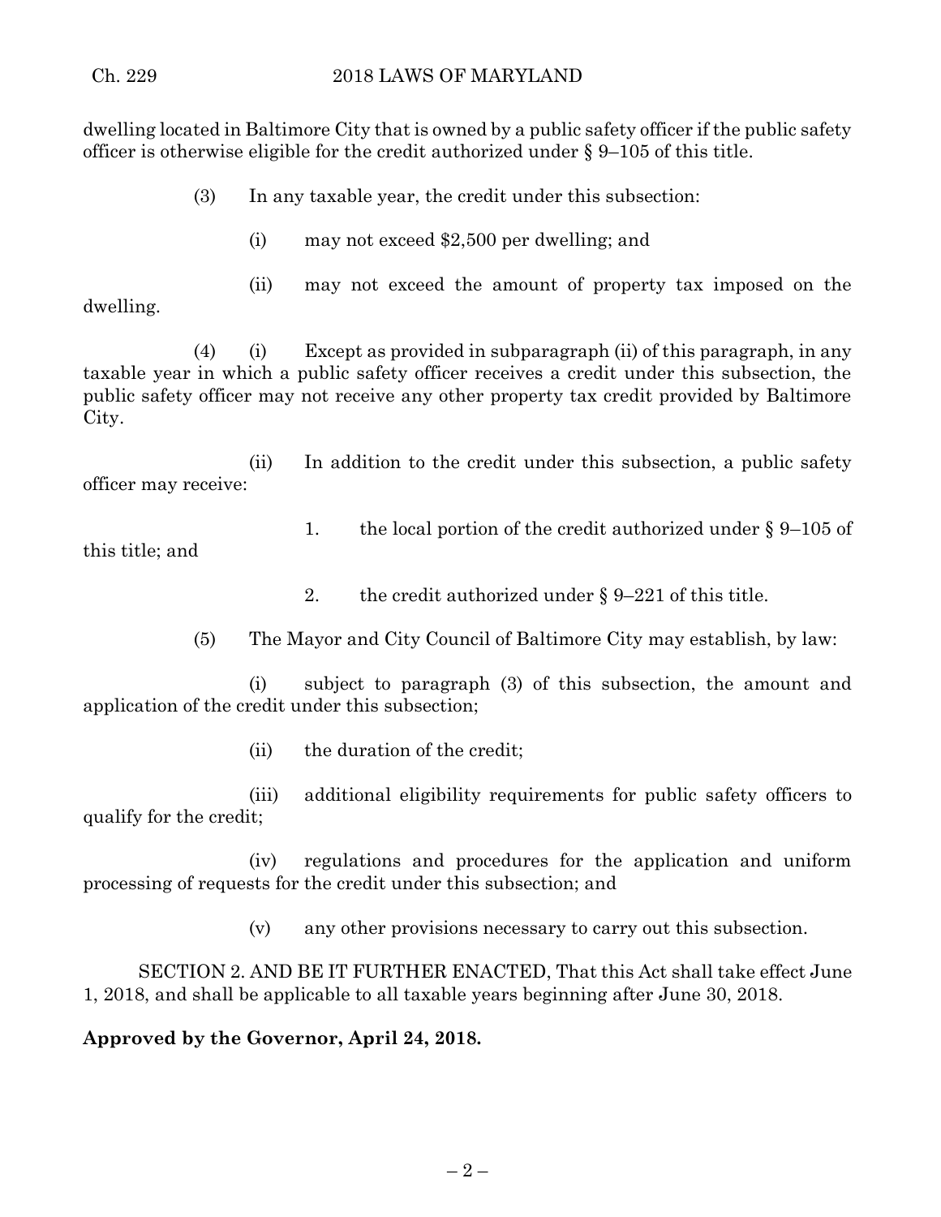dwelling located in Baltimore City that is owned by a public safety officer if the public safety officer is otherwise eligible for the credit authorized under § 9–105 of this title.

(3) In any taxable year, the credit under this subsection:

(i) may not exceed $2,500 per dwelling; and

(ii) may not exceed the amount of property tax imposed on the dwelling.

(4) (i) Except as provided in subparagraph (ii) of this paragraph, in any taxable year in which a public safety officer receives a credit under this subsection, the public safety officer may not receive any other property tax credit provided by Baltimore City.

(ii) In addition to the credit under this subsection, a public safety officer may receive:

1. the local portion of the credit authorized under § 9–105 of this title; and

2. the credit authorized under § 9–221 of this title.

(5) The Mayor and City Council of Baltimore City may establish, by law:

(i) subject to paragraph (3) of this subsection, the amount and application of the credit under this subsection;

(ii) the duration of the credit;

(iii) additional eligibility requirements for public safety officers to qualify for the credit;

(iv) regulations and procedures for the application and uniform processing of requests for the credit under this subsection; and

(v) any other provisions necessary to carry out this subsection.

SECTION 2. AND BE IT FURTHER ENACTED, That this Act shall take effect June 1, 2018, and shall be applicable to all taxable years beginning after June 30, 2018.

**Approved by the Governor, April 24, 2018.**